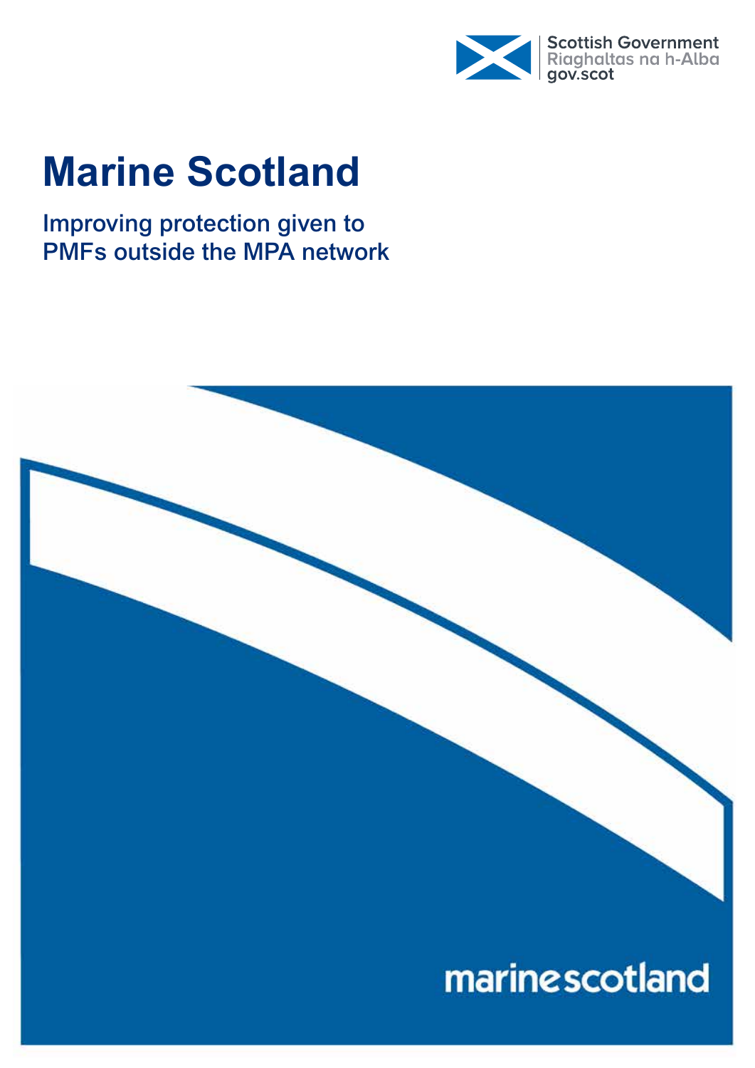Scottish Government
Riaghaltas na h-Alba
gov.scot

# Marine Scotland

## Improving protection given to PMFs outside the MPA network

marinescotland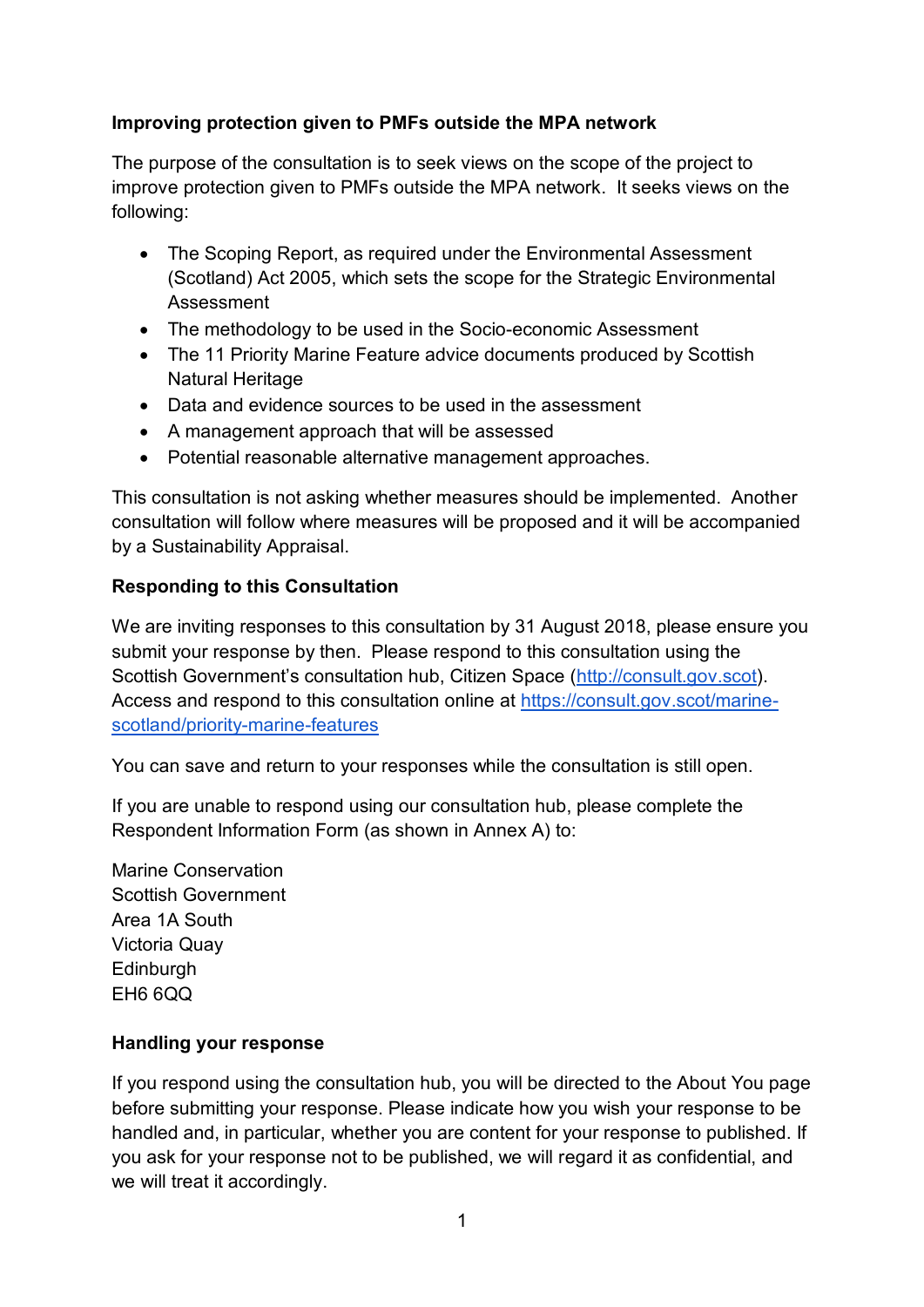**Improving protection given to PMFs outside the MPA network**

The purpose of the consultation is to seek views on the scope of the project to improve protection given to PMFs outside the MPA network. It seeks views on the following:

- The Scoping Report, as required under the Environmental Assessment (Scotland) Act 2005, which sets the scope for the Strategic Environmental Assessment
- The methodology to be used in the Socio-economic Assessment
- The 11 Priority Marine Feature advice documents produced by Scottish Natural Heritage
- Data and evidence sources to be used in the assessment
- A management approach that will be assessed
- Potential reasonable alternative management approaches.

This consultation is not asking whether measures should be implemented. Another consultation will follow where measures will be proposed and it will be accompanied by a Sustainability Appraisal.

**Responding to this Consultation**

We are inviting responses to this consultation by 31 August 2018, please ensure you submit your response by then. Please respond to this consultation using the Scottish Government's consultation hub, Citizen Space (http://consult.gov.scot). Access and respond to this consultation online at https://consult.gov.scot/marine-scotland/priority-marine-features

You can save and return to your responses while the consultation is still open.

If you are unable to respond using our consultation hub, please complete the Respondent Information Form (as shown in Annex A) to:

Marine Conservation  
Scottish Government  
Area 1A South  
Victoria Quay  
Edinburgh  
EH6 6QQ

**Handling your response**

If you respond using the consultation hub, you will be directed to the About You page before submitting your response. Please indicate how you wish your response to be handled and, in particular, whether you are content for your response to published. If you ask for your response not to be published, we will regard it as confidential, and we will treat it accordingly.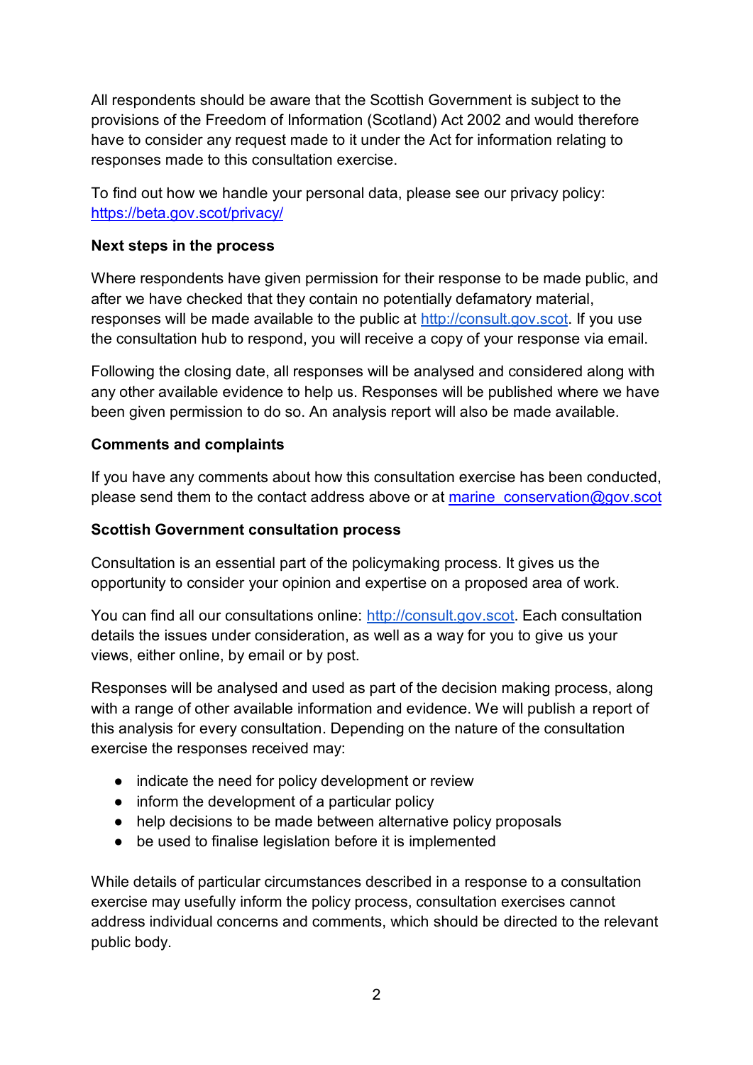All respondents should be aware that the Scottish Government is subject to the provisions of the Freedom of Information (Scotland) Act 2002 and would therefore have to consider any request made to it under the Act for information relating to responses made to this consultation exercise.

To find out how we handle your personal data, please see our privacy policy: https://beta.gov.scot/privacy/

**Next steps in the process**

Where respondents have given permission for their response to be made public, and after we have checked that they contain no potentially defamatory material, responses will be made available to the public at http://consult.gov.scot. If you use the consultation hub to respond, you will receive a copy of your response via email.

Following the closing date, all responses will be analysed and considered along with any other available evidence to help us. Responses will be published where we have been given permission to do so. An analysis report will also be made available.

**Comments and complaints**

If you have any comments about how this consultation exercise has been conducted, please send them to the contact address above or at marine_conservation@gov.scot

**Scottish Government consultation process**

Consultation is an essential part of the policymaking process. It gives us the opportunity to consider your opinion and expertise on a proposed area of work.

You can find all our consultations online: http://consult.gov.scot. Each consultation details the issues under consideration, as well as a way for you to give us your views, either online, by email or by post.

Responses will be analysed and used as part of the decision making process, along with a range of other available information and evidence. We will publish a report of this analysis for every consultation. Depending on the nature of the consultation exercise the responses received may:

- indicate the need for policy development or review
- inform the development of a particular policy
- help decisions to be made between alternative policy proposals
- be used to finalise legislation before it is implemented

While details of particular circumstances described in a response to a consultation exercise may usefully inform the policy process, consultation exercises cannot address individual concerns and comments, which should be directed to the relevant public body.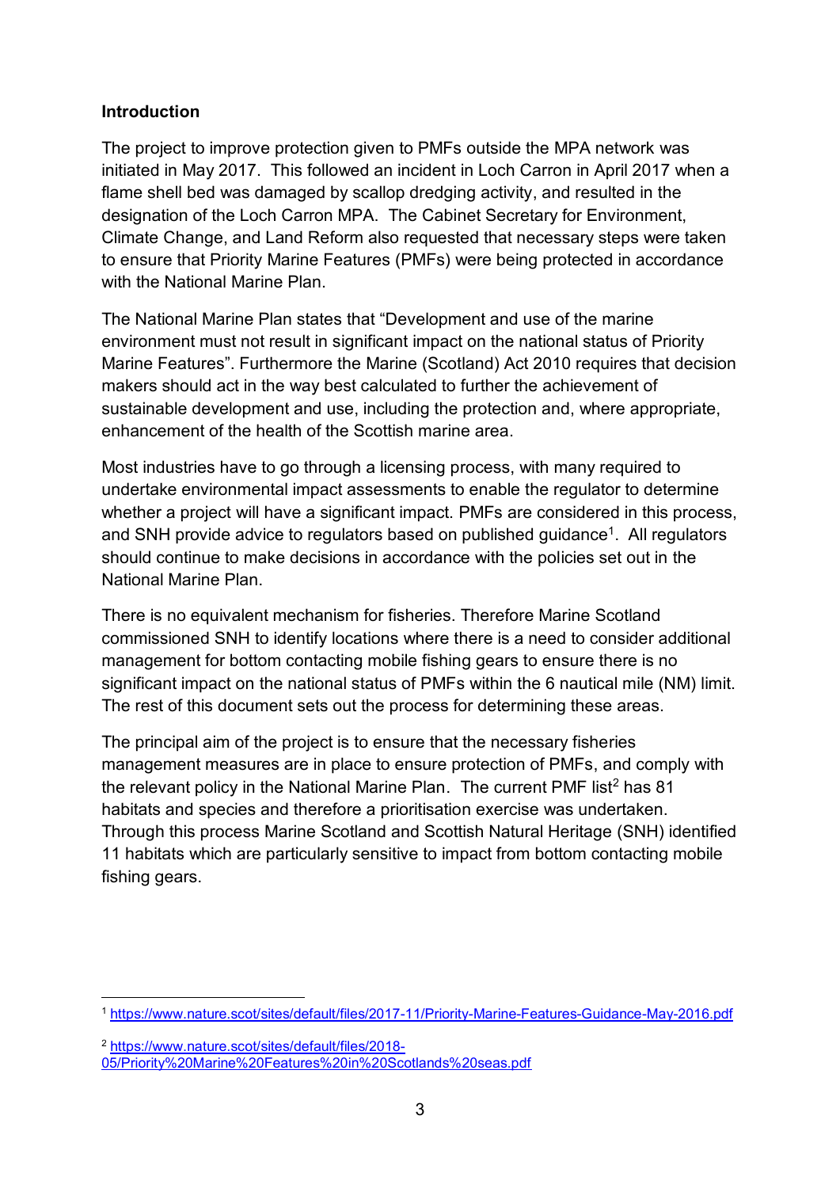**Introduction**

The project to improve protection given to PMFs outside the MPA network was initiated in May 2017. This followed an incident in Loch Carron in April 2017 when a flame shell bed was damaged by scallop dredging activity, and resulted in the designation of the Loch Carron MPA. The Cabinet Secretary for Environment, Climate Change, and Land Reform also requested that necessary steps were taken to ensure that Priority Marine Features (PMFs) were being protected in accordance with the National Marine Plan.

The National Marine Plan states that "Development and use of the marine environment must not result in significant impact on the national status of Priority Marine Features". Furthermore the Marine (Scotland) Act 2010 requires that decision makers should act in the way best calculated to further the achievement of sustainable development and use, including the protection and, where appropriate, enhancement of the health of the Scottish marine area.

Most industries have to go through a licensing process, with many required to undertake environmental impact assessments to enable the regulator to determine whether a project will have a significant impact. PMFs are considered in this process, and SNH provide advice to regulators based on published guidance[1]. All regulators should continue to make decisions in accordance with the policies set out in the National Marine Plan.

There is no equivalent mechanism for fisheries. Therefore Marine Scotland commissioned SNH to identify locations where there is a need to consider additional management for bottom contacting mobile fishing gears to ensure there is no significant impact on the national status of PMFs within the 6 nautical mile (NM) limit. The rest of this document sets out the process for determining these areas.

The principal aim of the project is to ensure that the necessary fisheries management measures are in place to ensure protection of PMFs, and comply with the relevant policy in the National Marine Plan. The current PMF list[2] has 81 habitats and species and therefore a prioritisation exercise was undertaken. Through this process Marine Scotland and Scottish Natural Heritage (SNH) identified 11 habitats which are particularly sensitive to impact from bottom contacting mobile fishing gears.

---

[1] https://www.nature.scot/sites/default/files/2017-11/Priority-Marine-Features-Guidance-May-2016.pdf

[2] https://www.nature.scot/sites/default/files/2018-05/Priority%20Marine%20Features%20in%20Scotlands%20seas.pdf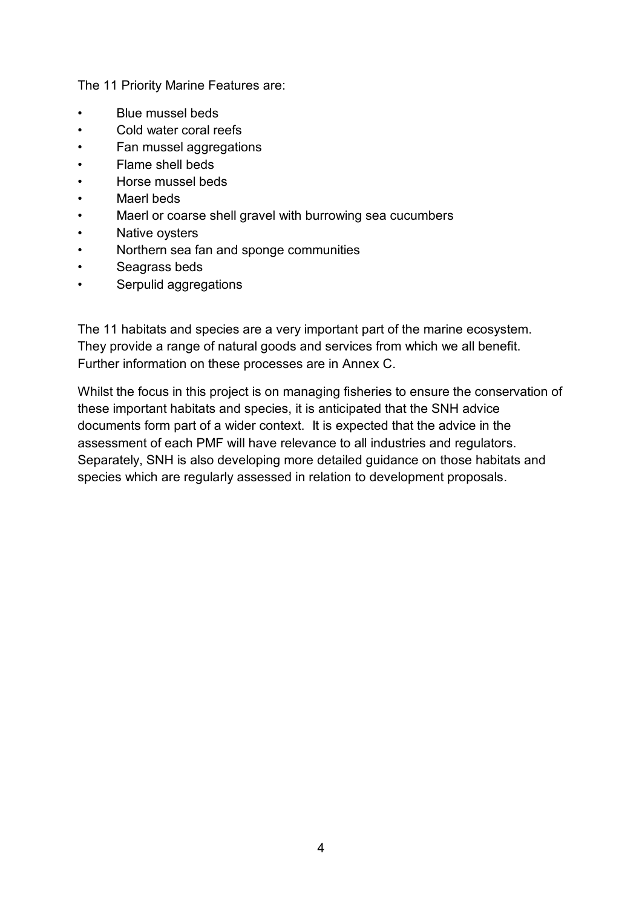The 11 Priority Marine Features are:

- Blue mussel beds
- Cold water coral reefs
- Fan mussel aggregations
- Flame shell beds
- Horse mussel beds
- Maerl beds
- Maerl or coarse shell gravel with burrowing sea cucumbers
- Native oysters
- Northern sea fan and sponge communities
- Seagrass beds
- Serpulid aggregations

The 11 habitats and species are a very important part of the marine ecosystem. They provide a range of natural goods and services from which we all benefit. Further information on these processes are in Annex C.

Whilst the focus in this project is on managing fisheries to ensure the conservation of these important habitats and species, it is anticipated that the SNH advice documents form part of a wider context. It is expected that the advice in the assessment of each PMF will have relevance to all industries and regulators. Separately, SNH is also developing more detailed guidance on those habitats and species which are regularly assessed in relation to development proposals.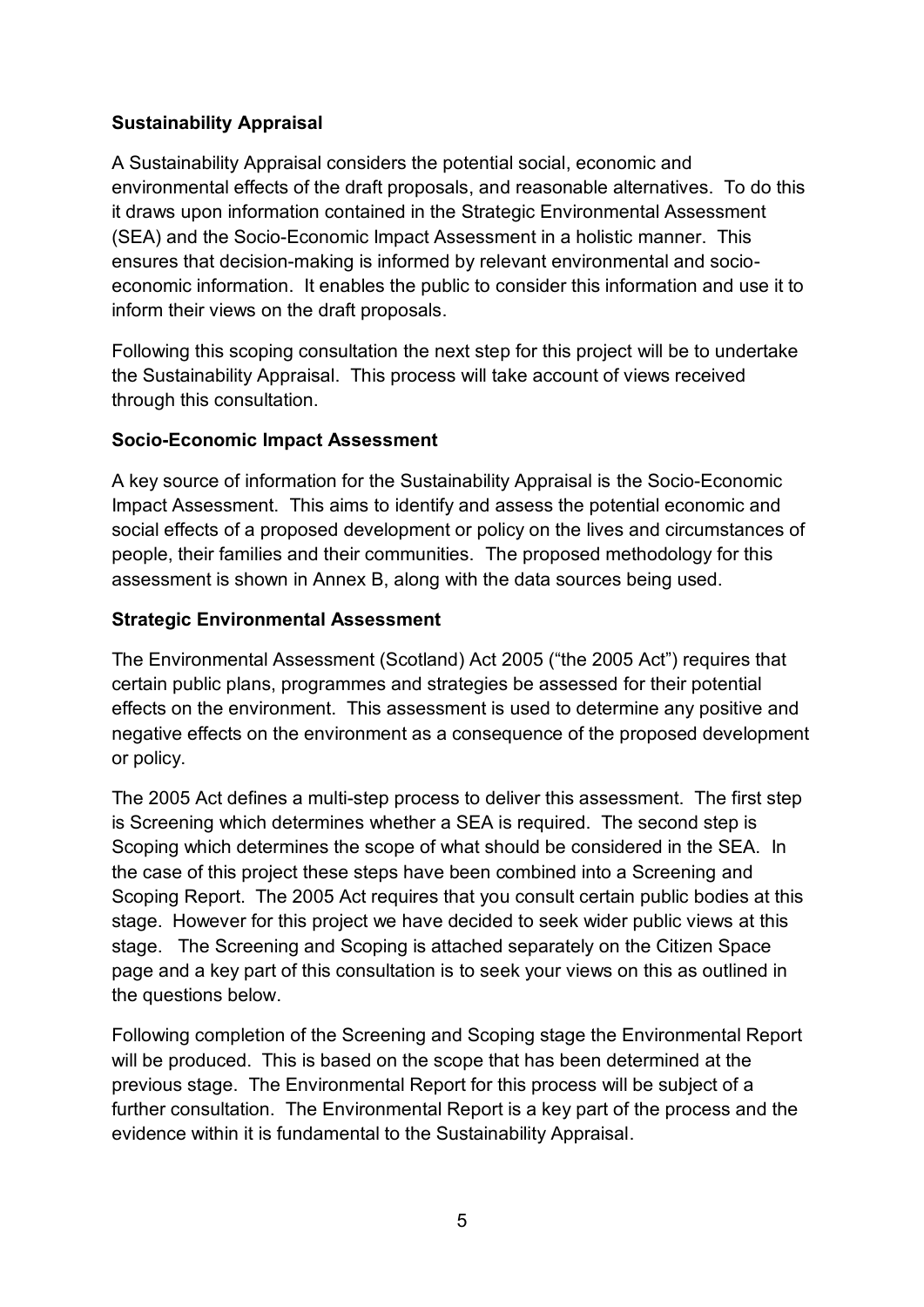**Sustainability Appraisal**

A Sustainability Appraisal considers the potential social, economic and environmental effects of the draft proposals, and reasonable alternatives. To do this it draws upon information contained in the Strategic Environmental Assessment (SEA) and the Socio-Economic Impact Assessment in a holistic manner. This ensures that decision-making is informed by relevant environmental and socio-economic information. It enables the public to consider this information and use it to inform their views on the draft proposals.

Following this scoping consultation the next step for this project will be to undertake the Sustainability Appraisal. This process will take account of views received through this consultation.

**Socio-Economic Impact Assessment**

A key source of information for the Sustainability Appraisal is the Socio-Economic Impact Assessment. This aims to identify and assess the potential economic and social effects of a proposed development or policy on the lives and circumstances of people, their families and their communities. The proposed methodology for this assessment is shown in Annex B, along with the data sources being used.

**Strategic Environmental Assessment**

The Environmental Assessment (Scotland) Act 2005 ("the 2005 Act") requires that certain public plans, programmes and strategies be assessed for their potential effects on the environment. This assessment is used to determine any positive and negative effects on the environment as a consequence of the proposed development or policy.

The 2005 Act defines a multi-step process to deliver this assessment. The first step is Screening which determines whether a SEA is required. The second step is Scoping which determines the scope of what should be considered in the SEA. In the case of this project these steps have been combined into a Screening and Scoping Report. The 2005 Act requires that you consult certain public bodies at this stage. However for this project we have decided to seek wider public views at this stage. The Screening and Scoping is attached separately on the Citizen Space page and a key part of this consultation is to seek your views on this as outlined in the questions below.

Following completion of the Screening and Scoping stage the Environmental Report will be produced. This is based on the scope that has been determined at the previous stage. The Environmental Report for this process will be subject of a further consultation. The Environmental Report is a key part of the process and the evidence within it is fundamental to the Sustainability Appraisal.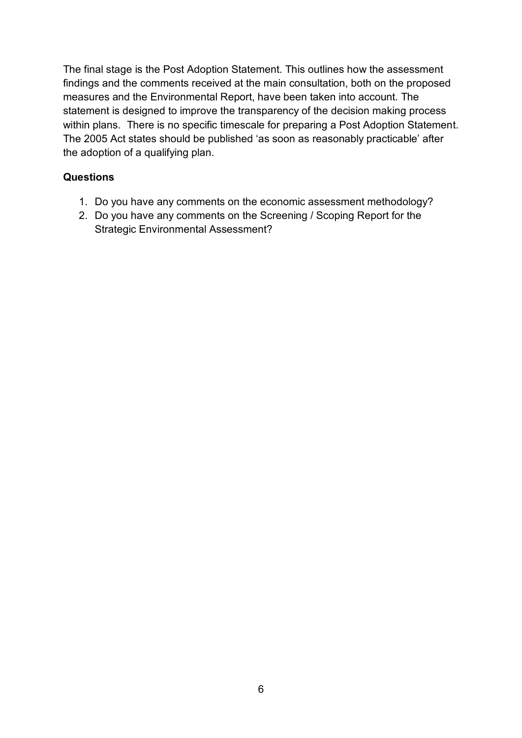The final stage is the Post Adoption Statement. This outlines how the assessment findings and the comments received at the main consultation, both on the proposed measures and the Environmental Report, have been taken into account. The statement is designed to improve the transparency of the decision making process within plans. There is no specific timescale for preparing a Post Adoption Statement. The 2005 Act states should be published 'as soon as reasonably practicable' after the adoption of a qualifying plan.

**Questions**

1. Do you have any comments on the economic assessment methodology?
2. Do you have any comments on the Screening / Scoping Report for the Strategic Environmental Assessment?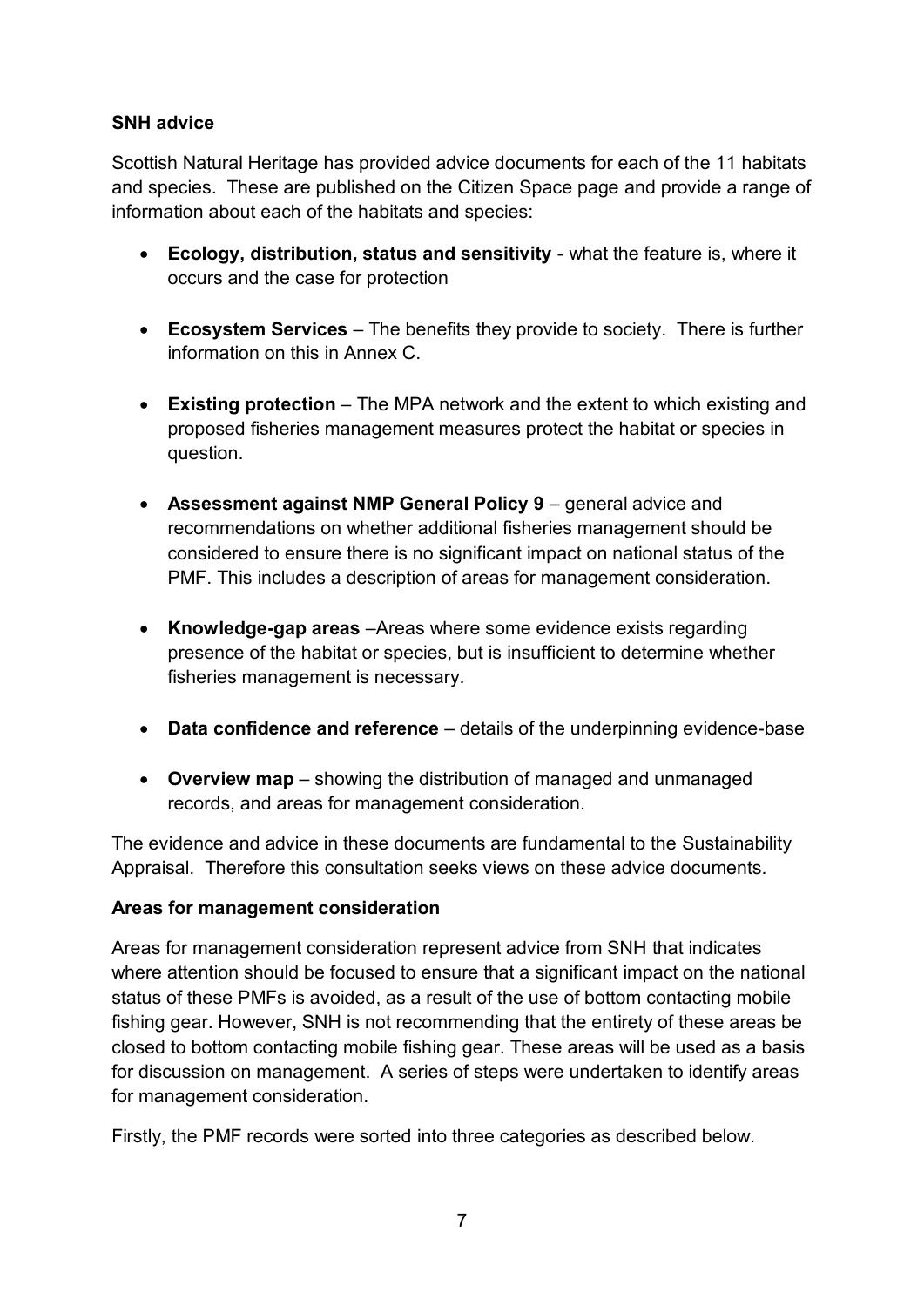**SNH advice**

Scottish Natural Heritage has provided advice documents for each of the 11 habitats and species. These are published on the Citizen Space page and provide a range of information about each of the habitats and species:

- **Ecology, distribution, status and sensitivity** - what the feature is, where it occurs and the case for protection
- **Ecosystem Services** – The benefits they provide to society. There is further information on this in Annex C.
- **Existing protection** – The MPA network and the extent to which existing and proposed fisheries management measures protect the habitat or species in question.
- **Assessment against NMP General Policy 9** – general advice and recommendations on whether additional fisheries management should be considered to ensure there is no significant impact on national status of the PMF. This includes a description of areas for management consideration.
- **Knowledge-gap areas** –Areas where some evidence exists regarding presence of the habitat or species, but is insufficient to determine whether fisheries management is necessary.
- **Data confidence and reference** – details of the underpinning evidence-base
- **Overview map** – showing the distribution of managed and unmanaged records, and areas for management consideration.

The evidence and advice in these documents are fundamental to the Sustainability Appraisal. Therefore this consultation seeks views on these advice documents.

**Areas for management consideration**

Areas for management consideration represent advice from SNH that indicates where attention should be focused to ensure that a significant impact on the national status of these PMFs is avoided, as a result of the use of bottom contacting mobile fishing gear. However, SNH is not recommending that the entirety of these areas be closed to bottom contacting mobile fishing gear. These areas will be used as a basis for discussion on management. A series of steps were undertaken to identify areas for management consideration.

Firstly, the PMF records were sorted into three categories as described below.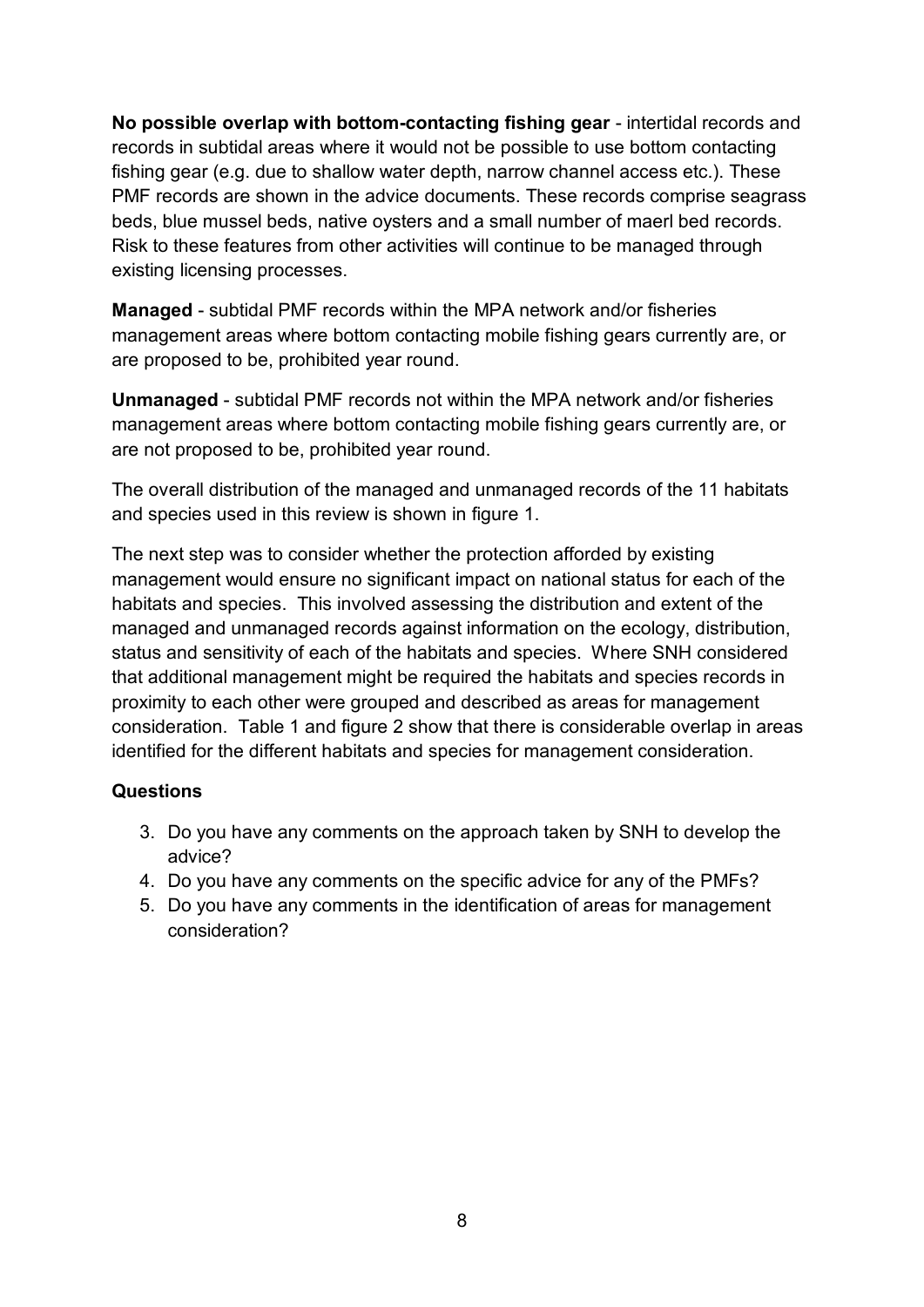**No possible overlap with bottom-contacting fishing gear** - intertidal records and records in subtidal areas where it would not be possible to use bottom contacting fishing gear (e.g. due to shallow water depth, narrow channel access etc.). These PMF records are shown in the advice documents. These records comprise seagrass beds, blue mussel beds, native oysters and a small number of maerl bed records. Risk to these features from other activities will continue to be managed through existing licensing processes.

**Managed** - subtidal PMF records within the MPA network and/or fisheries management areas where bottom contacting mobile fishing gears currently are, or are proposed to be, prohibited year round.

**Unmanaged** - subtidal PMF records not within the MPA network and/or fisheries management areas where bottom contacting mobile fishing gears currently are, or are not proposed to be, prohibited year round.

The overall distribution of the managed and unmanaged records of the 11 habitats and species used in this review is shown in figure 1.

The next step was to consider whether the protection afforded by existing management would ensure no significant impact on national status for each of the habitats and species. This involved assessing the distribution and extent of the managed and unmanaged records against information on the ecology, distribution, status and sensitivity of each of the habitats and species. Where SNH considered that additional management might be required the habitats and species records in proximity to each other were grouped and described as areas for management consideration. Table 1 and figure 2 show that there is considerable overlap in areas identified for the different habitats and species for management consideration.

**Questions**

3. Do you have any comments on the approach taken by SNH to develop the advice?
4. Do you have any comments on the specific advice for any of the PMFs?
5. Do you have any comments in the identification of areas for management consideration?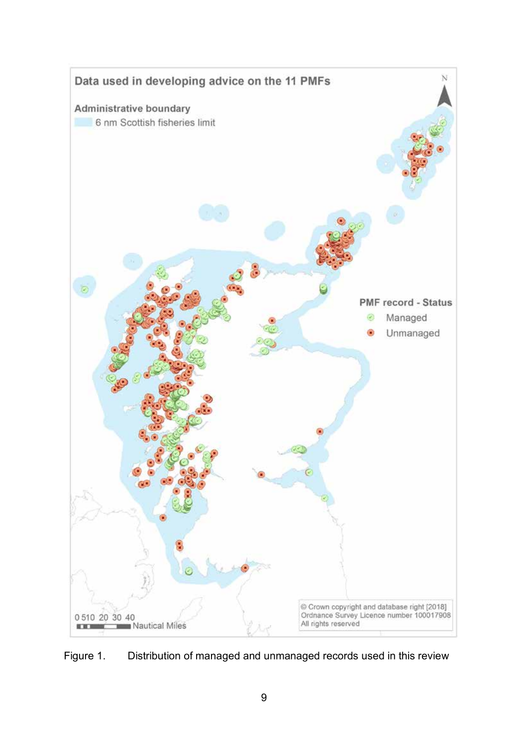Figure 1. Distribution of managed and unmanaged records used in this review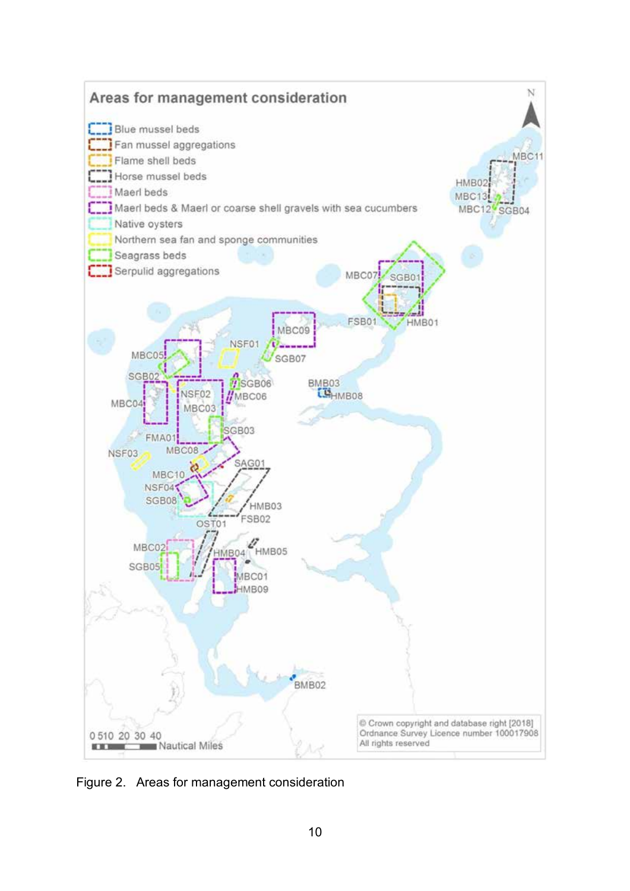Figure 2. Areas for management consideration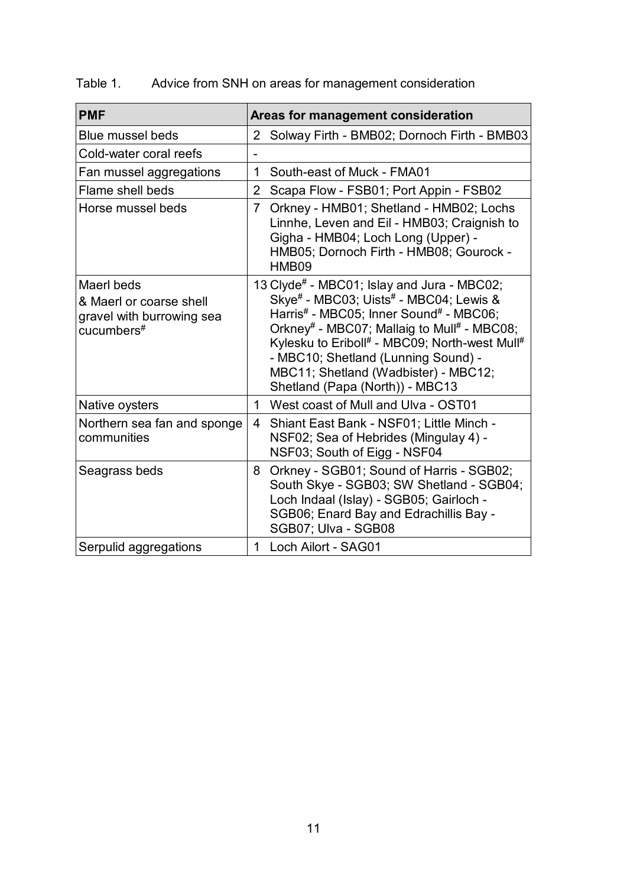Table 1. Advice from SNH on areas for management consideration

| PMF | Areas for management consideration |
|---|---|
| Blue mussel beds | 2 Solway Firth - BMB02; Dornoch Firth - BMB03 |
| Cold-water coral reefs | - |
| Fan mussel aggregations | 1 South-east of Muck - FMA01 |
| Flame shell beds | 2 Scapa Flow - FSB01; Port Appin - FSB02 |
| Horse mussel beds | 7 Orkney - HMB01; Shetland - HMB02; Lochs Linnhe, Leven and Eil - HMB03; Craignish to Gigha - HMB04; Loch Long (Upper) - HMB05; Dornoch Firth - HMB08; Gourock - HMB09 |
| Maerl beds & Maerl or coarse shell gravel with burrowing sea cucumbers[#] | 13 Clyde[#] - MBC01; Islay and Jura - MBC02; Skye[#] - MBC03; Uists[#] - MBC04; Lewis & Harris[#] - MBC05; Inner Sound[#] - MBC06; Orkney[#] - MBC07; Mallaig to Mull[#] - MBC08; Kylesku to Eriboll[#] - MBC09; North-west Mull[#] - MBC10; Shetland (Lunning Sound) - MBC11; Shetland (Wadbister) - MBC12; Shetland (Papa (North)) - MBC13 |
| Native oysters | 1 West coast of Mull and Ulva - OST01 |
| Northern sea fan and sponge communities | 4 Shiant East Bank - NSF01; Little Minch - NSF02; Sea of Hebrides (Mingulay 4) - NSF03; South of Eigg - NSF04 |
| Seagrass beds | 8 Orkney - SGB01; Sound of Harris - SGB02; South Skye - SGB03; SW Shetland - SGB04; Loch Indaal (Islay) - SGB05; Gairloch - SGB06; Enard Bay and Edrachillis Bay - SGB07; Ulva - SGB08 |
| Serpulid aggregations | 1 Loch Ailort - SAG01 |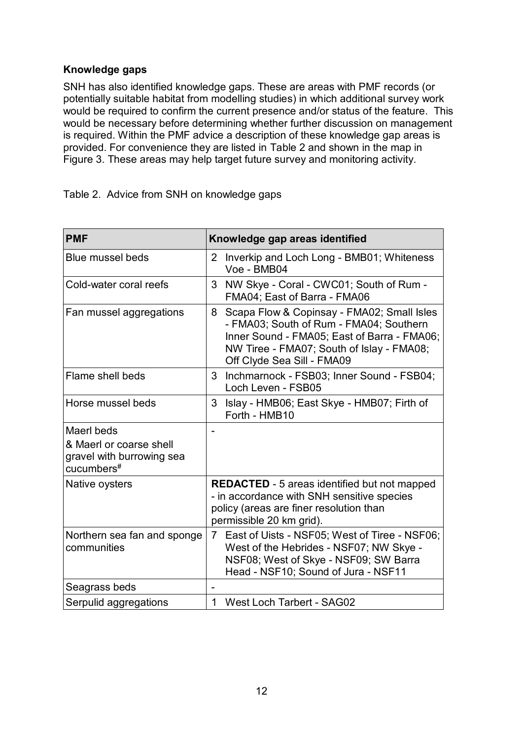**Knowledge gaps**

SNH has also identified knowledge gaps. These are areas with PMF records (or potentially suitable habitat from modelling studies) in which additional survey work would be required to confirm the current presence and/or status of the feature. This would be necessary before determining whether further discussion on management is required. Within the PMF advice a description of these knowledge gap areas is provided. For convenience they are listed in Table 2 and shown in the map in Figure 3. These areas may help target future survey and monitoring activity.

Table 2. Advice from SNH on knowledge gaps

| PMF | Knowledge gap areas identified |
|---|---|
| Blue mussel beds | 2 Inverkip and Loch Long - BMB01; Whiteness Voe - BMB04 |
| Cold-water coral reefs | 3 NW Skye - Coral - CWC01; South of Rum - FMA04; East of Barra - FMA06 |
| Fan mussel aggregations | 8 Scapa Flow & Copinsay - FMA02; Small Isles - FMA03; South of Rum - FMA04; Southern Inner Sound - FMA05; East of Barra - FMA06; NW Tiree - FMA07; South of Islay - FMA08; Off Clyde Sea Sill - FMA09 |
| Flame shell beds | 3 Inchmarnock - FSB03; Inner Sound - FSB04; Loch Leven - FSB05 |
| Horse mussel beds | 3 Islay - HMB06; East Skye - HMB07; Firth of Forth - HMB10 |
| Maerl beds & Maerl or coarse shell gravel with burrowing sea cucumbers[#] | - |
| Native oysters | **REDACTED** - 5 areas identified but not mapped - in accordance with SNH sensitive species policy (areas are finer resolution than permissible 20 km grid). |
| Northern sea fan and sponge communities | 7 East of Uists - NSF05; West of Tiree - NSF06; West of the Hebrides - NSF07; NW Skye - NSF08; West of Skye - NSF09; SW Barra Head - NSF10; Sound of Jura - NSF11 |
| Seagrass beds | - |
| Serpulid aggregations | 1 West Loch Tarbert - SAG02 |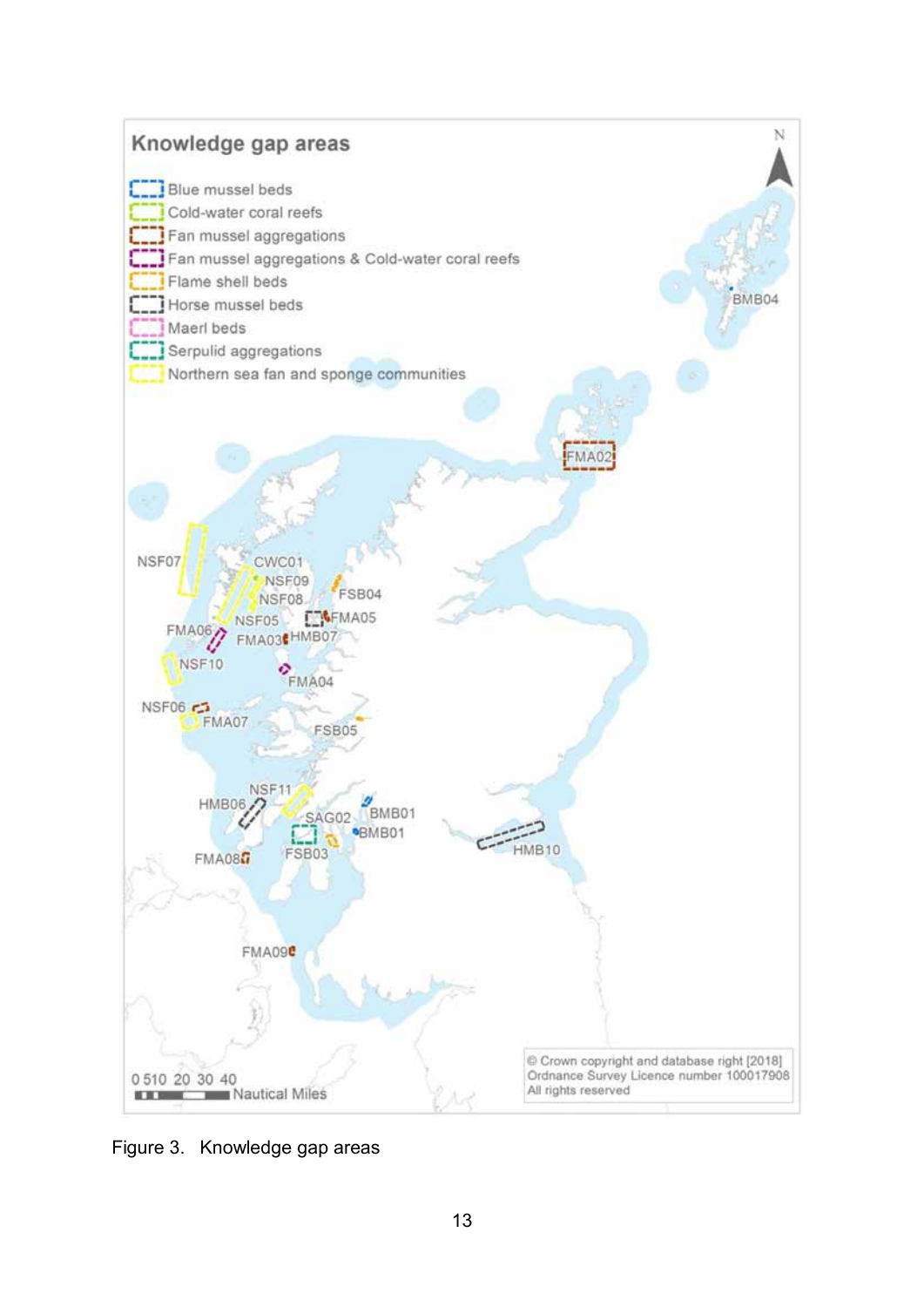Figure 3. Knowledge gap areas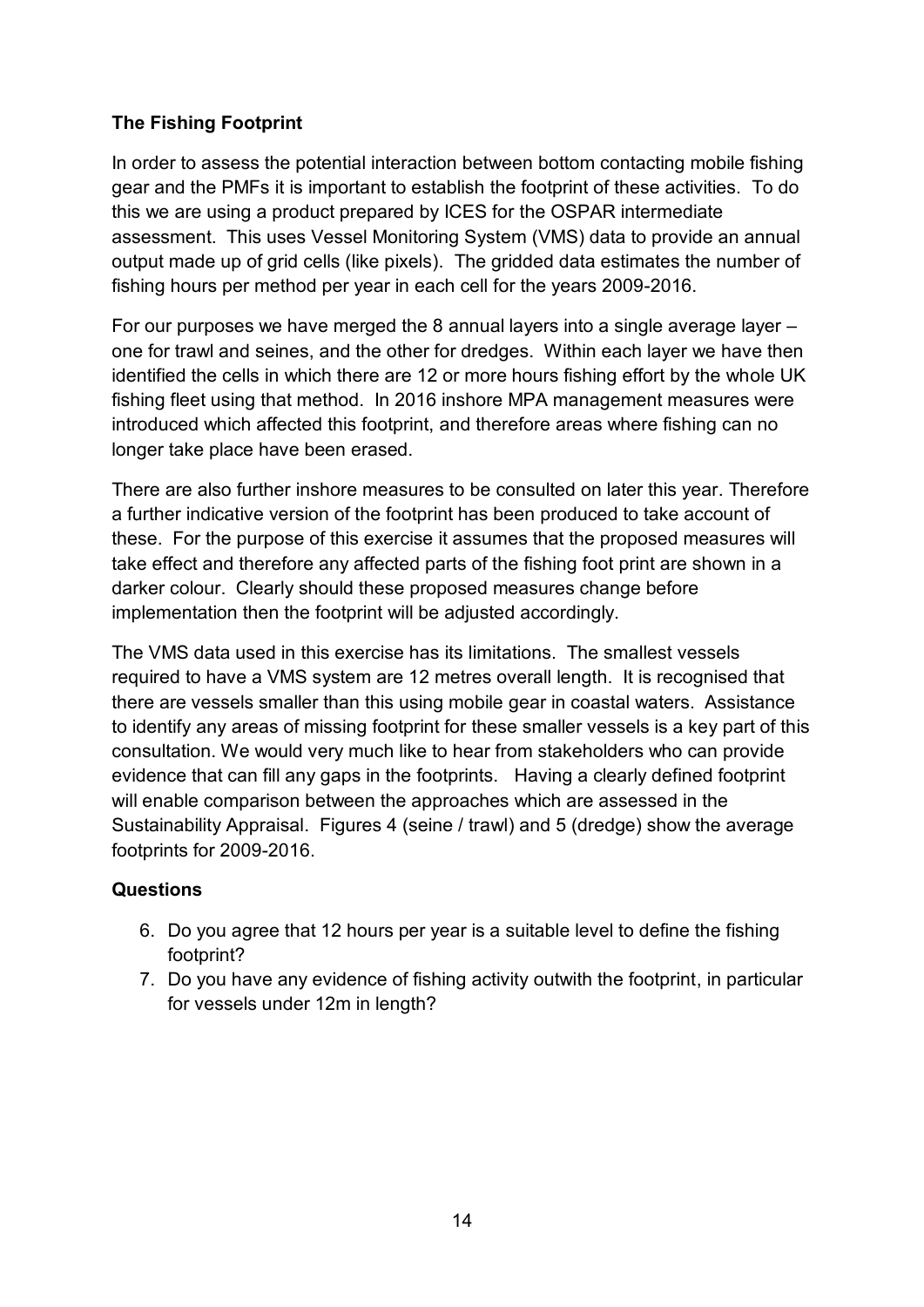## The Fishing Footprint

In order to assess the potential interaction between bottom contacting mobile fishing gear and the PMFs it is important to establish the footprint of these activities. To do this we are using a product prepared by ICES for the OSPAR intermediate assessment. This uses Vessel Monitoring System (VMS) data to provide an annual output made up of grid cells (like pixels). The gridded data estimates the number of fishing hours per method per year in each cell for the years 2009-2016.

For our purposes we have merged the 8 annual layers into a single average layer – one for trawl and seines, and the other for dredges. Within each layer we have then identified the cells in which there are 12 or more hours fishing effort by the whole UK fishing fleet using that method. In 2016 inshore MPA management measures were introduced which affected this footprint, and therefore areas where fishing can no longer take place have been erased.

There are also further inshore measures to be consulted on later this year. Therefore a further indicative version of the footprint has been produced to take account of these. For the purpose of this exercise it assumes that the proposed measures will take effect and therefore any affected parts of the fishing foot print are shown in a darker colour. Clearly should these proposed measures change before implementation then the footprint will be adjusted accordingly.

The VMS data used in this exercise has its limitations. The smallest vessels required to have a VMS system are 12 metres overall length. It is recognised that there are vessels smaller than this using mobile gear in coastal waters. Assistance to identify any areas of missing footprint for these smaller vessels is a key part of this consultation. We would very much like to hear from stakeholders who can provide evidence that can fill any gaps in the footprints. Having a clearly defined footprint will enable comparison between the approaches which are assessed in the Sustainability Appraisal. Figures 4 (seine / trawl) and 5 (dredge) show the average footprints for 2009-2016.

### Questions

6. Do you agree that 12 hours per year is a suitable level to define the fishing footprint?
7. Do you have any evidence of fishing activity outwith the footprint, in particular for vessels under 12m in length?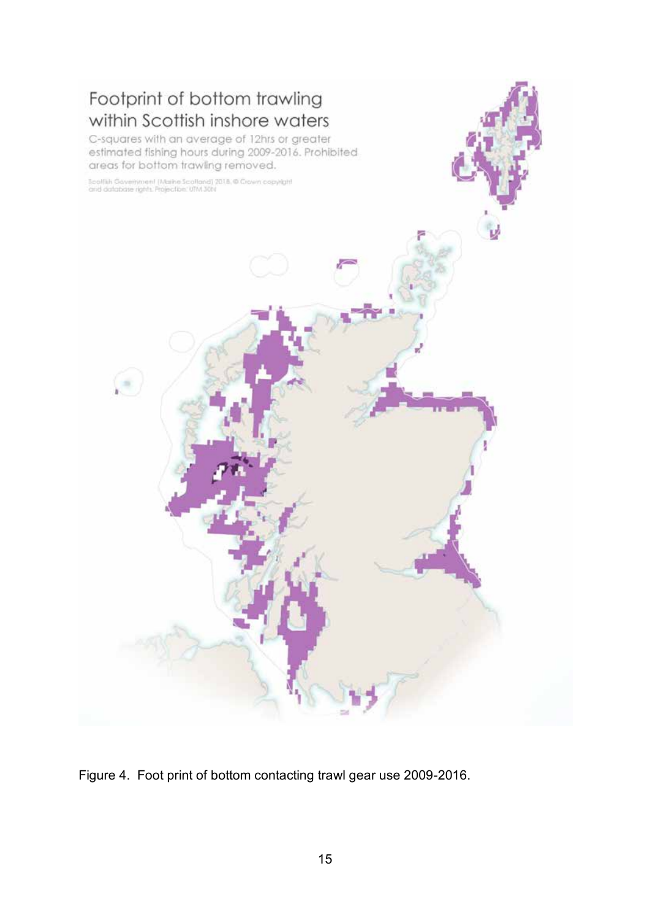Figure 4. Foot print of bottom contacting trawl gear use 2009-2016.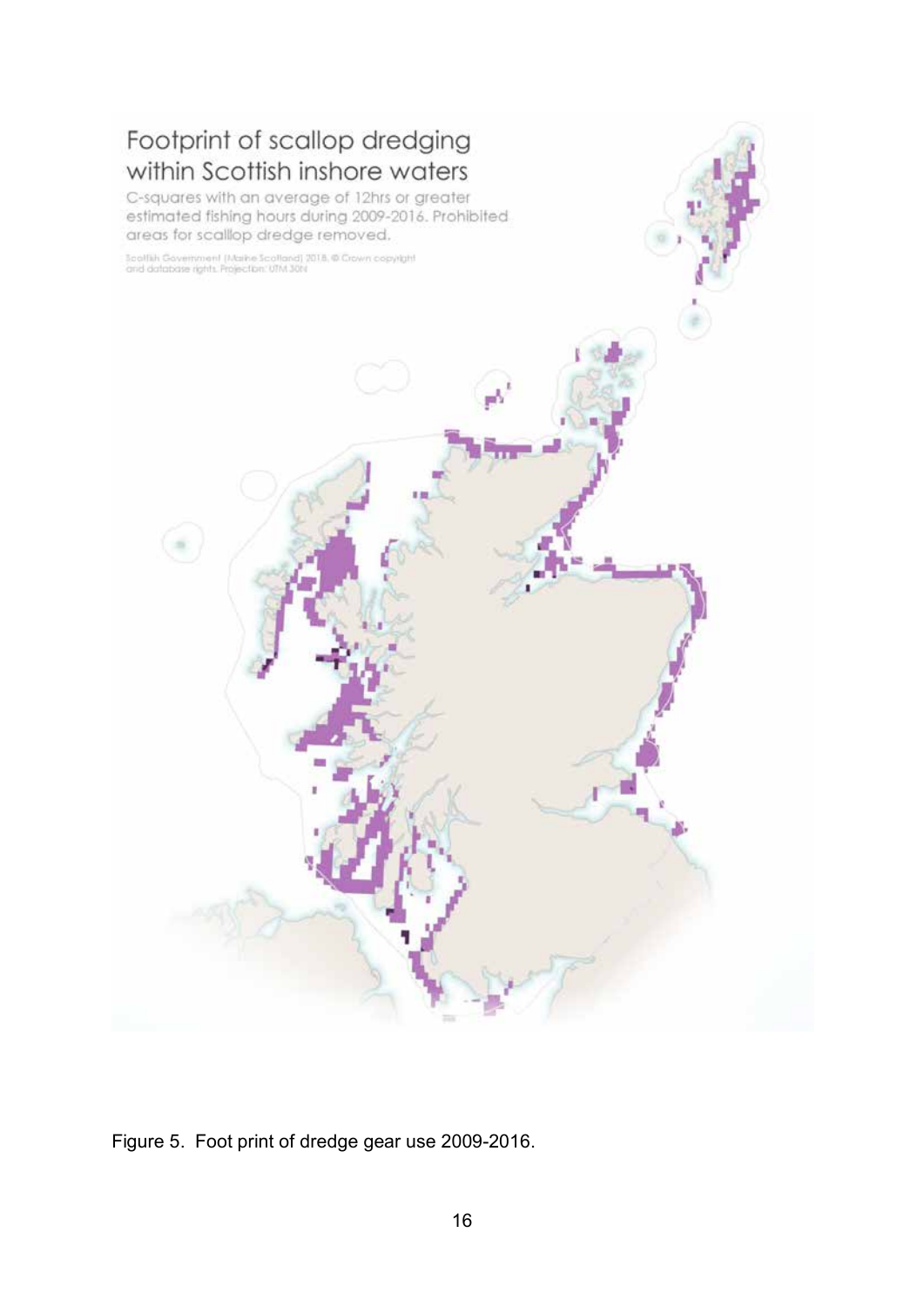Footprint of scallop dredging within Scottish inshore waters

C-squares with an average of 12hrs or greater estimated fishing hours during 2009-2016. Prohibited areas for scallop dredge removed.

Scottish Government (Marine Scotland) 2018. © Crown copyright and database rights. Projection: UTM 30N

Figure 5. Foot print of dredge gear use 2009-2016.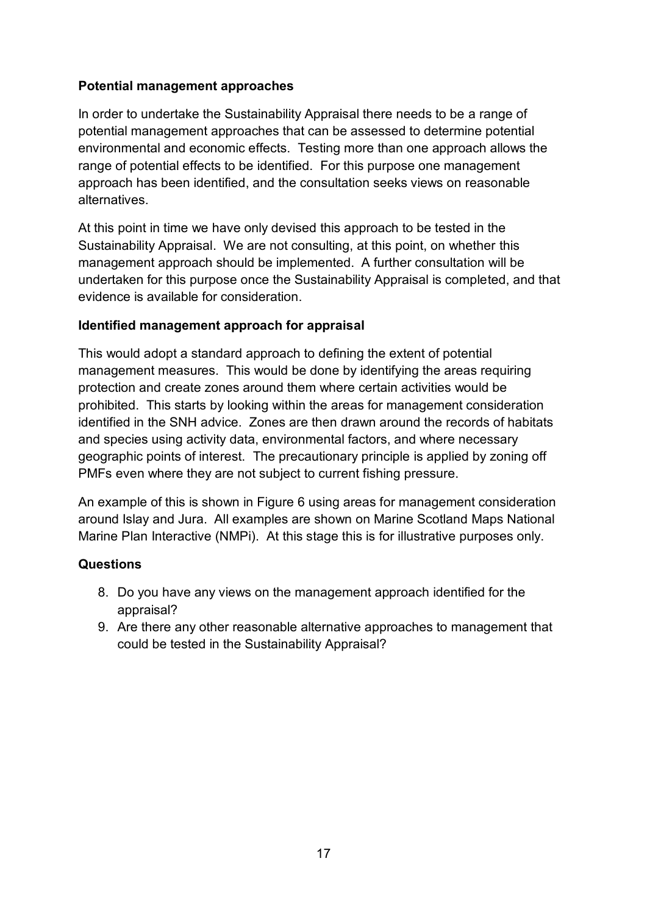**Potential management approaches**

In order to undertake the Sustainability Appraisal there needs to be a range of potential management approaches that can be assessed to determine potential environmental and economic effects. Testing more than one approach allows the range of potential effects to be identified. For this purpose one management approach has been identified, and the consultation seeks views on reasonable alternatives.

At this point in time we have only devised this approach to be tested in the Sustainability Appraisal. We are not consulting, at this point, on whether this management approach should be implemented. A further consultation will be undertaken for this purpose once the Sustainability Appraisal is completed, and that evidence is available for consideration.

**Identified management approach for appraisal**

This would adopt a standard approach to defining the extent of potential management measures. This would be done by identifying the areas requiring protection and create zones around them where certain activities would be prohibited. This starts by looking within the areas for management consideration identified in the SNH advice. Zones are then drawn around the records of habitats and species using activity data, environmental factors, and where necessary geographic points of interest. The precautionary principle is applied by zoning off PMFs even where they are not subject to current fishing pressure.

An example of this is shown in Figure 6 using areas for management consideration around Islay and Jura. All examples are shown on Marine Scotland Maps National Marine Plan Interactive (NMPi). At this stage this is for illustrative purposes only.

**Questions**

8. Do you have any views on the management approach identified for the appraisal?
9. Are there any other reasonable alternative approaches to management that could be tested in the Sustainability Appraisal?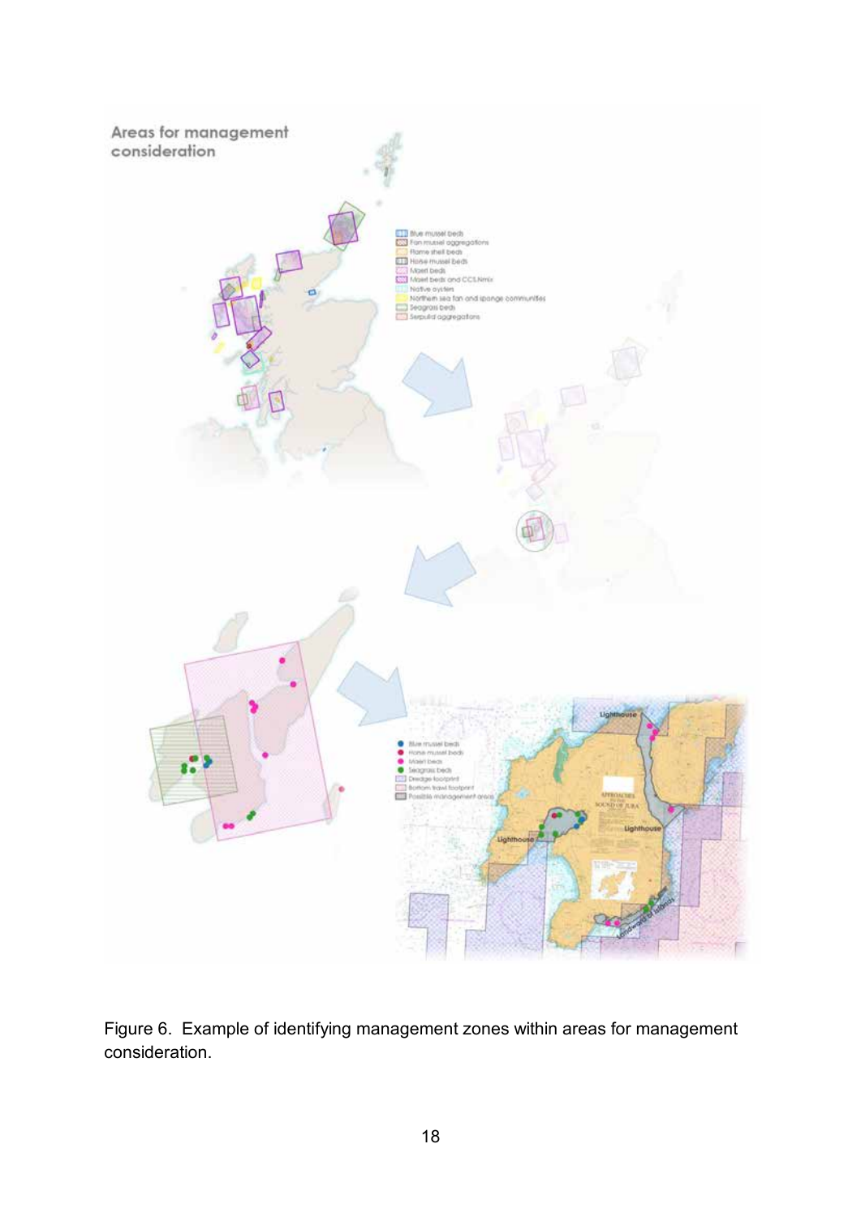Figure 6. Example of identifying management zones within areas for management consideration.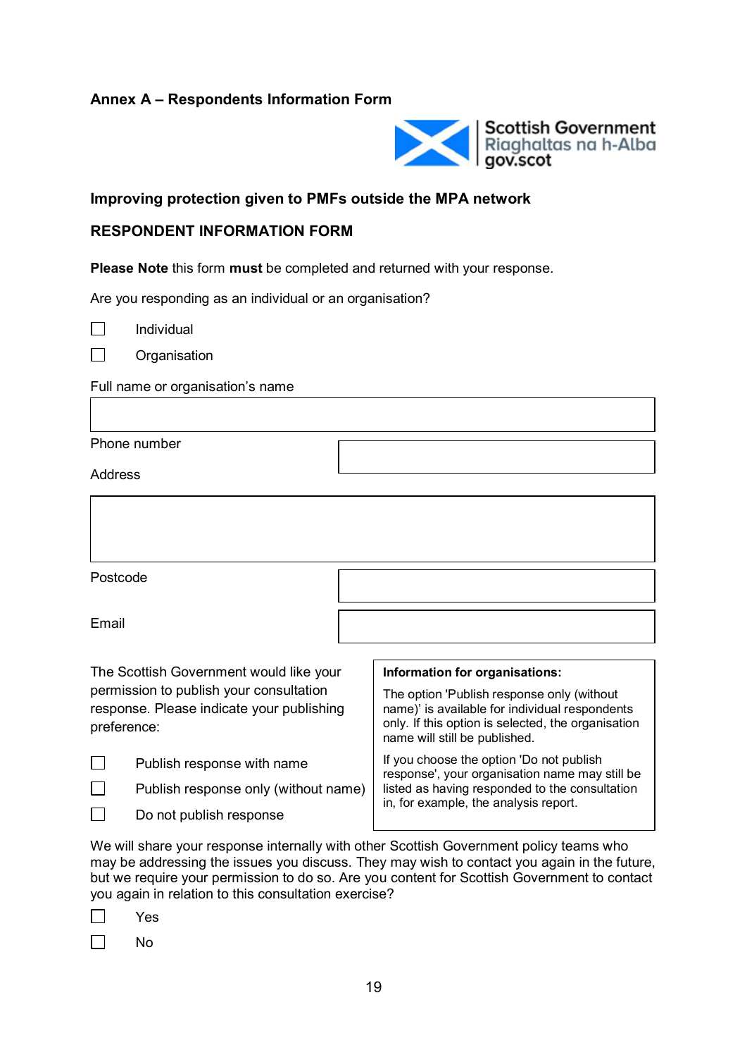## Annex A – Respondents Information Form

Scottish Government
Riaghaltas na h-Alba
gov.scot

### Improving protection given to PMFs outside the MPA network

### RESPONDENT INFORMATION FORM

**Please Note** this form **must** be completed and returned with your response.

Are you responding as an individual or an organisation?

☐ Individual

☐ Organisation

Full name or organisation's name

| |
|---|
| |

| | |
|---|---|
| Phone number | |

Address

| |
|---|
| |

| | |
|---|---|
| Postcode | |
| Email | |

The Scottish Government would like your permission to publish your consultation response. Please indicate your publishing preference:

☐ Publish response with name

☐ Publish response only (without name)

☐ Do not publish response

> **Information for organisations:**
>
> The option 'Publish response only (without name)' is available for individual respondents only. If this option is selected, the organisation name will still be published.
>
> If you choose the option 'Do not publish response', your organisation name may still be listed as having responded to the consultation in, for example, the analysis report.

We will share your response internally with other Scottish Government policy teams who may be addressing the issues you discuss. They may wish to contact you again in the future, but we require your permission to do so. Are you content for Scottish Government to contact you again in relation to this consultation exercise?

☐ Yes

☐ No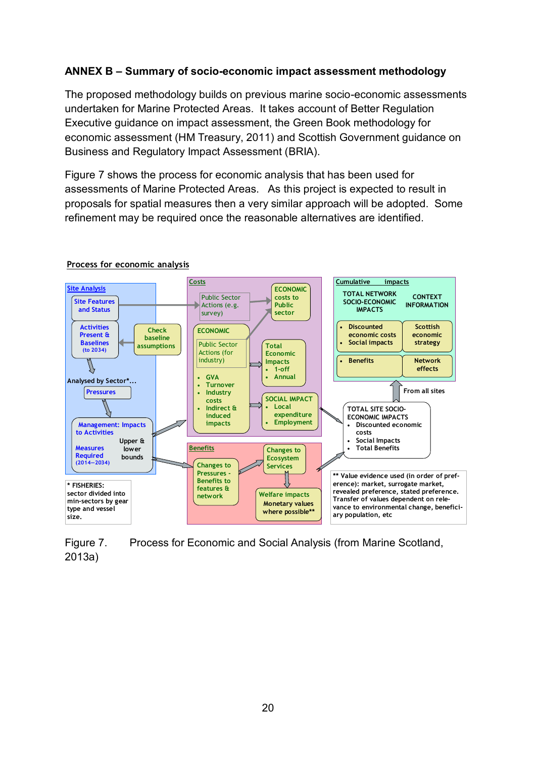## ANNEX B – Summary of socio-economic impact assessment methodology

The proposed methodology builds on previous marine socio-economic assessments undertaken for Marine Protected Areas. It takes account of Better Regulation Executive guidance on impact assessment, the Green Book methodology for economic assessment (HM Treasury, 2011) and Scottish Government guidance on Business and Regulatory Impact Assessment (BRIA).

Figure 7 shows the process for economic analysis that has been used for assessments of Marine Protected Areas. As this project is expected to result in proposals for spatial measures then a very similar approach will be adopted. Some refinement may be required once the reasonable alternatives are identified.

Process for economic analysis

Site Analysis
- Site Features and Status
- Activities Present & Baselines (to 2034)
- Check baseline assumptions
- Analysed by Sector*…
- Pressures
- Management: Impacts to Activities
- Measures Required (2014–2034)
- Upper & lower bounds

\* FISHERIES: sector divided into min-sectors by gear type and vessel size.

Costs
- Public Sector Actions (e.g. survey)
- ECONOMIC costs to Public sector
- ECONOMIC
  - Public Sector Actions (for industry)
  - GVA
  - Turnover
  - Industry costs
  - Indirect & induced impacts
- Total Economic Impacts
  - 1-off
  - Annual
- SOCIAL IMPACT
  - Local expenditure
  - Employment

Benefits
- Changes to Pressures - Benefits to features & network
- Changes to Ecosystem Services
- Welfare impacts Monetary values where possible\*\*

TOTAL SITE SOCIO-ECONOMIC IMPACTS
- Discounted economic costs
- Social Impacts
- Total Benefits

From all sites

Cumulative impacts
- TOTAL NETWORK SOCIO-ECONOMIC IMPACTS
- CONTEXT INFORMATION
- Discounted economic costs
- Social impacts
- Scottish economic strategy
- Benefits
- Network effects

\*\* Value evidence used (in order of preference): market, surrogate market, revealed preference, stated preference. Transfer of values dependent on relevance to environmental change, beneficiary population, etc

Figure 7. Process for Economic and Social Analysis (from Marine Scotland, 2013a)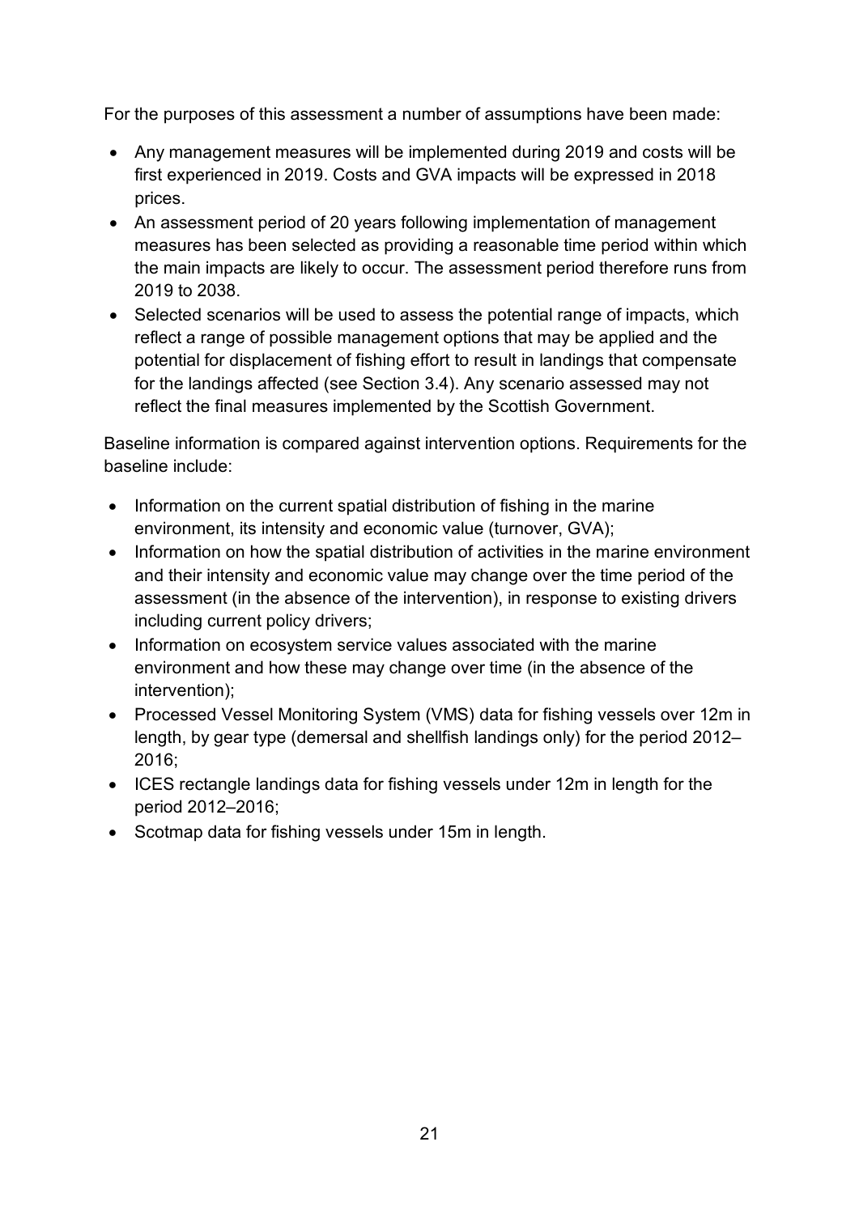For the purposes of this assessment a number of assumptions have been made:

- Any management measures will be implemented during 2019 and costs will be first experienced in 2019. Costs and GVA impacts will be expressed in 2018 prices.
- An assessment period of 20 years following implementation of management measures has been selected as providing a reasonable time period within which the main impacts are likely to occur. The assessment period therefore runs from 2019 to 2038.
- Selected scenarios will be used to assess the potential range of impacts, which reflect a range of possible management options that may be applied and the potential for displacement of fishing effort to result in landings that compensate for the landings affected (see Section 3.4). Any scenario assessed may not reflect the final measures implemented by the Scottish Government.

Baseline information is compared against intervention options. Requirements for the baseline include:

- Information on the current spatial distribution of fishing in the marine environment, its intensity and economic value (turnover, GVA);
- Information on how the spatial distribution of activities in the marine environment and their intensity and economic value may change over the time period of the assessment (in the absence of the intervention), in response to existing drivers including current policy drivers;
- Information on ecosystem service values associated with the marine environment and how these may change over time (in the absence of the intervention);
- Processed Vessel Monitoring System (VMS) data for fishing vessels over 12m in length, by gear type (demersal and shellfish landings only) for the period 2012–2016;
- ICES rectangle landings data for fishing vessels under 12m in length for the period 2012–2016;
- Scotmap data for fishing vessels under 15m in length.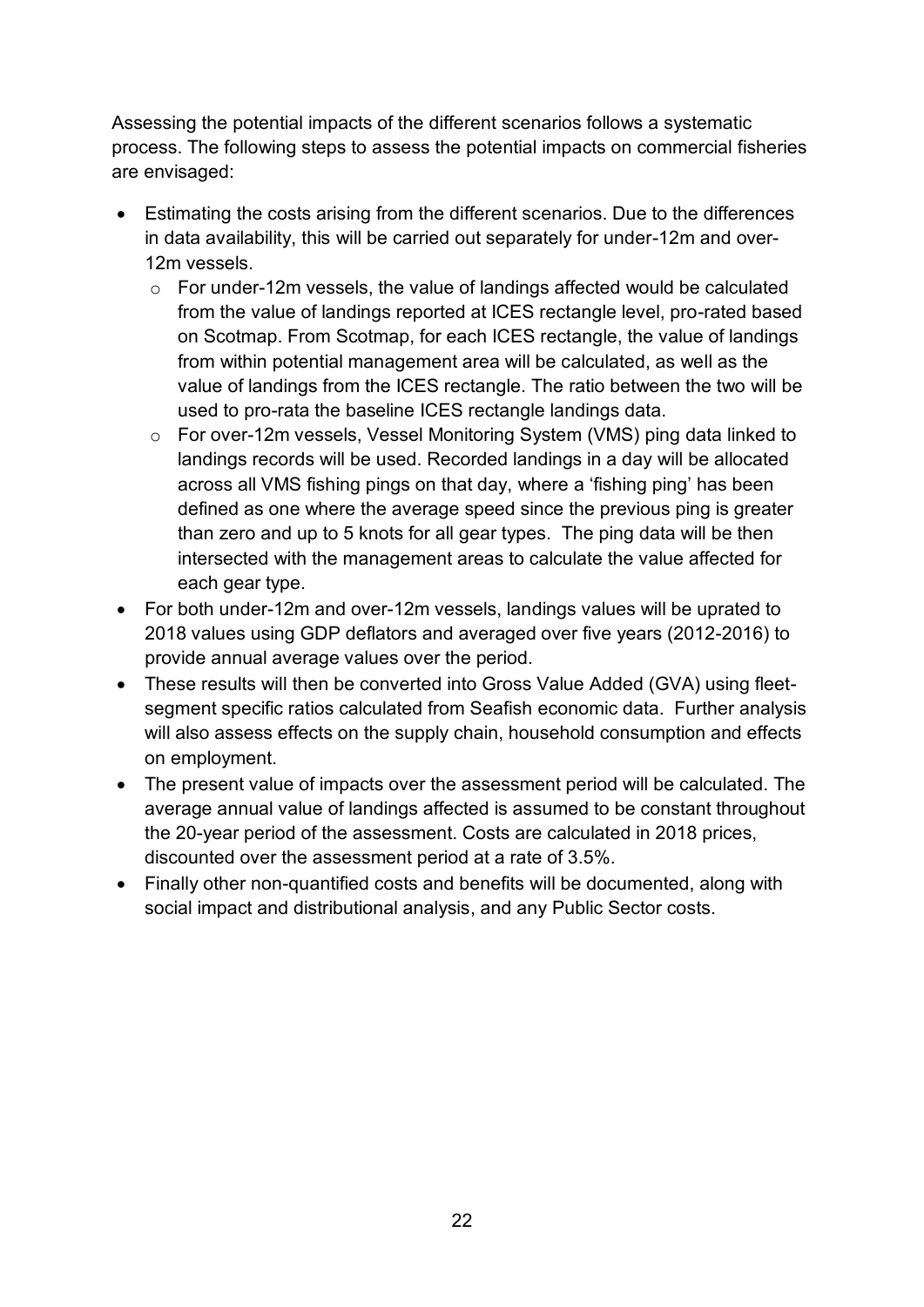Assessing the potential impacts of the different scenarios follows a systematic process. The following steps to assess the potential impacts on commercial fisheries are envisaged:

- Estimating the costs arising from the different scenarios. Due to the differences in data availability, this will be carried out separately for under-12m and over-12m vessels.
  - For under-12m vessels, the value of landings affected would be calculated from the value of landings reported at ICES rectangle level, pro-rated based on Scotmap. From Scotmap, for each ICES rectangle, the value of landings from within potential management area will be calculated, as well as the value of landings from the ICES rectangle. The ratio between the two will be used to pro-rata the baseline ICES rectangle landings data.
  - For over-12m vessels, Vessel Monitoring System (VMS) ping data linked to landings records will be used. Recorded landings in a day will be allocated across all VMS fishing pings on that day, where a 'fishing ping' has been defined as one where the average speed since the previous ping is greater than zero and up to 5 knots for all gear types. The ping data will be then intersected with the management areas to calculate the value affected for each gear type.
- For both under-12m and over-12m vessels, landings values will be uprated to 2018 values using GDP deflators and averaged over five years (2012-2016) to provide annual average values over the period.
- These results will then be converted into Gross Value Added (GVA) using fleet-segment specific ratios calculated from Seafish economic data. Further analysis will also assess effects on the supply chain, household consumption and effects on employment.
- The present value of impacts over the assessment period will be calculated. The average annual value of landings affected is assumed to be constant throughout the 20-year period of the assessment. Costs are calculated in 2018 prices, discounted over the assessment period at a rate of 3.5%.
- Finally other non-quantified costs and benefits will be documented, along with social impact and distributional analysis, and any Public Sector costs.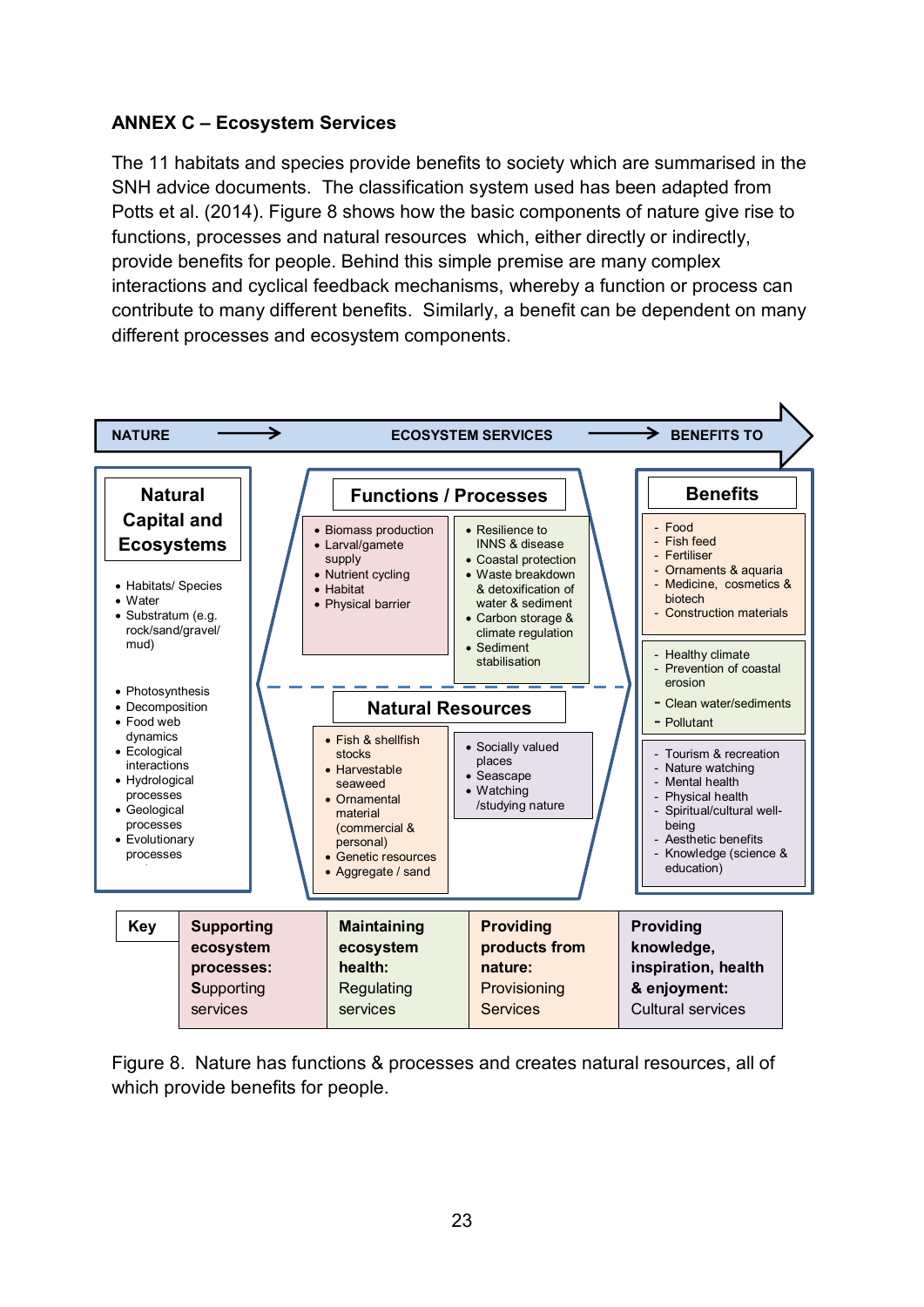## ANNEX C – Ecosystem Services

The 11 habitats and species provide benefits to society which are summarised in the SNH advice documents. The classification system used has been adapted from Potts et al. (2014). Figure 8 shows how the basic components of nature give rise to functions, processes and natural resources which, either directly or indirectly, provide benefits for people. Behind this simple premise are many complex interactions and cyclical feedback mechanisms, whereby a function or process can contribute to many different benefits. Similarly, a benefit can be dependent on many different processes and ecosystem components.

NATURE → ECOSYSTEM SERVICES → BENEFITS TO

**Natural Capital and Ecosystems**

- Habitats/ Species
- Water
- Substratum (e.g. rock/sand/gravel/ mud)

- Photosynthesis
- Decomposition
- Food web dynamics
- Ecological interactions
- Hydrological processes
- Geological processes
- Evolutionary processes

**Functions / Processes**

- Biomass production
- Larval/gamete supply
- Nutrient cycling
- Habitat
- Physical barrier

- Resilience to INNS & disease
- Coastal protection
- Waste breakdown & detoxification of water & sediment
- Carbon storage & climate regulation
- Sediment stabilisation

**Natural Resources**

- Fish & shellfish stocks
- Harvestable seaweed
- Ornamental material (commercial & personal)
- Genetic resources
- Aggregate / sand

- Socially valued places
- Seascape
- Watching /studying nature

**Benefits**

- Food
- Fish feed
- Fertiliser
- Ornaments & aquaria
- Medicine, cosmetics & biotech
- Construction materials

- Healthy climate
- Prevention of coastal erosion
- Clean water/sediments
- Pollutant

- Tourism & recreation
- Nature watching
- Mental health
- Physical health
- Spiritual/cultural well-being
- Aesthetic benefits
- Knowledge (science & education)

| Key | **Supporting ecosystem processes:** Supporting services | **Maintaining ecosystem health:** Regulating services | **Providing products from nature:** Provisioning Services | **Providing knowledge, inspiration, health & enjoyment:** Cultural services |
|---|---|---|---|---|

Figure 8. Nature has functions & processes and creates natural resources, all of which provide benefits for people.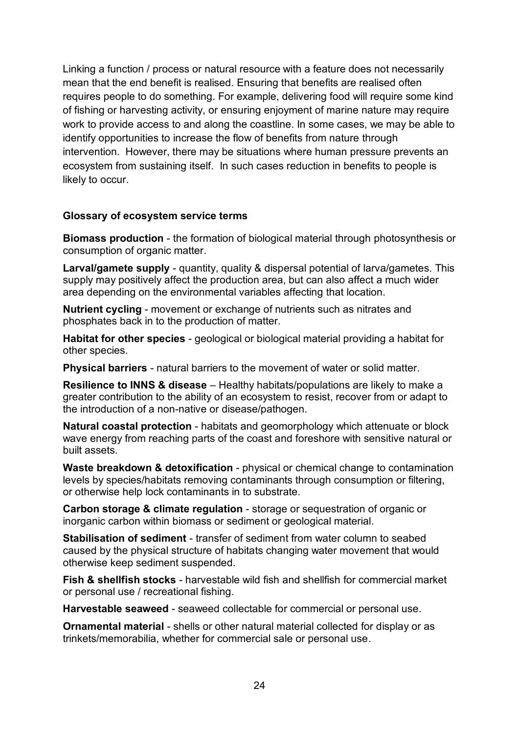Linking a function / process or natural resource with a feature does not necessarily mean that the end benefit is realised. Ensuring that benefits are realised often requires people to do something. For example, delivering food will require some kind of fishing or harvesting activity, or ensuring enjoyment of marine nature may require work to provide access to and along the coastline. In some cases, we may be able to identify opportunities to increase the flow of benefits from nature through intervention. However, there may be situations where human pressure prevents an ecosystem from sustaining itself. In such cases reduction in benefits to people is likely to occur.

**Glossary of ecosystem service terms**

**Biomass production** - the formation of biological material through photosynthesis or consumption of organic matter.

**Larval/gamete supply** - quantity, quality & dispersal potential of larva/gametes. This supply may positively affect the production area, but can also affect a much wider area depending on the environmental variables affecting that location.

**Nutrient cycling** - movement or exchange of nutrients such as nitrates and phosphates back in to the production of matter.

**Habitat for other species** - geological or biological material providing a habitat for other species.

**Physical barriers** - natural barriers to the movement of water or solid matter.

**Resilience to INNS & disease** – Healthy habitats/populations are likely to make a greater contribution to the ability of an ecosystem to resist, recover from or adapt to the introduction of a non-native or disease/pathogen.

**Natural coastal protection** - habitats and geomorphology which attenuate or block wave energy from reaching parts of the coast and foreshore with sensitive natural or built assets.

**Waste breakdown & detoxification** - physical or chemical change to contamination levels by species/habitats removing contaminants through consumption or filtering, or otherwise help lock contaminants in to substrate.

**Carbon storage & climate regulation** - storage or sequestration of organic or inorganic carbon within biomass or sediment or geological material.

**Stabilisation of sediment** - transfer of sediment from water column to seabed caused by the physical structure of habitats changing water movement that would otherwise keep sediment suspended.

**Fish & shellfish stocks** - harvestable wild fish and shellfish for commercial market or personal use / recreational fishing.

**Harvestable seaweed** - seaweed collectable for commercial or personal use.

**Ornamental material** - shells or other natural material collected for display or as trinkets/memorabilia, whether for commercial sale or personal use.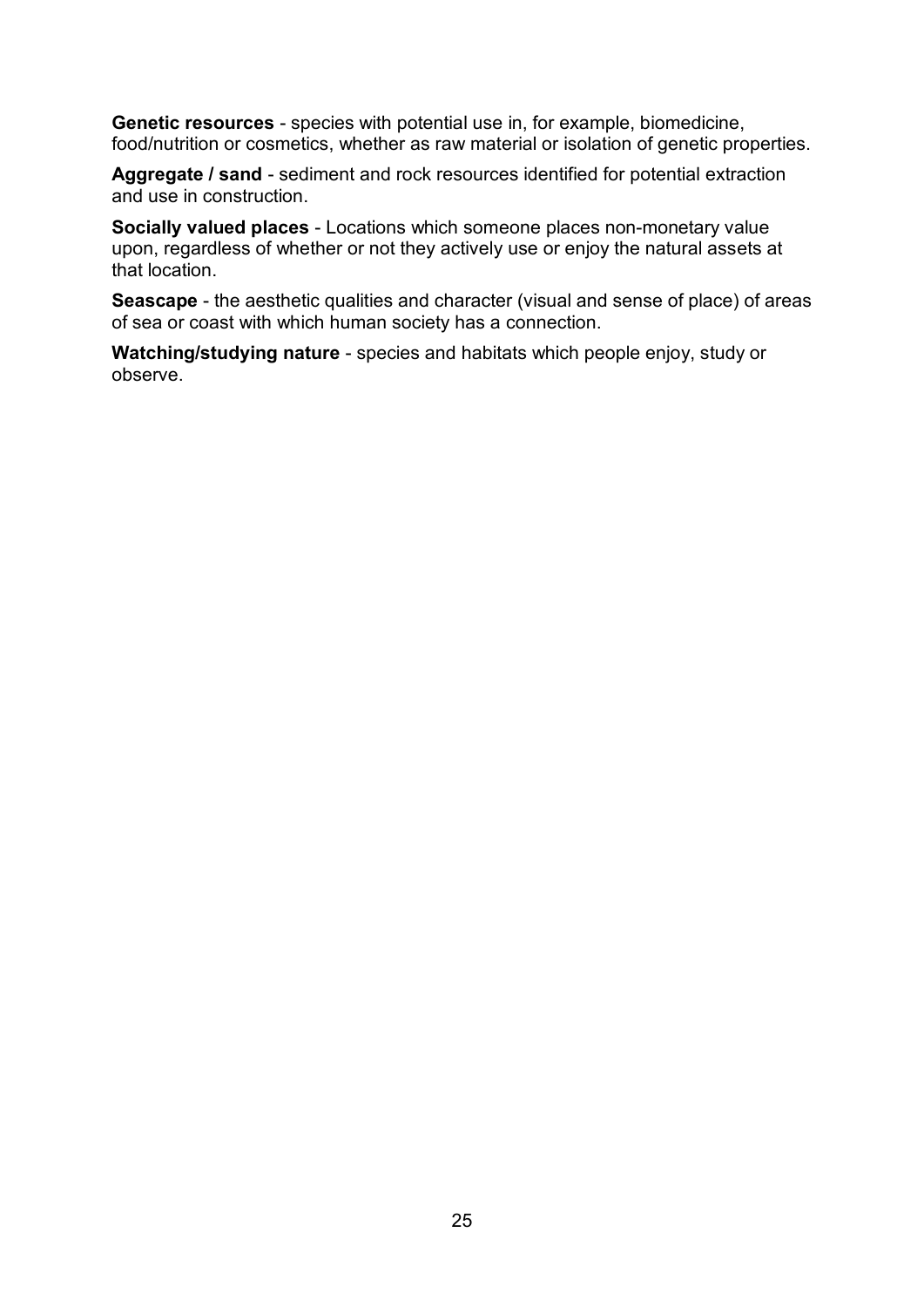**Genetic resources** - species with potential use in, for example, biomedicine, food/nutrition or cosmetics, whether as raw material or isolation of genetic properties.

**Aggregate / sand** - sediment and rock resources identified for potential extraction and use in construction.

**Socially valued places** - Locations which someone places non-monetary value upon, regardless of whether or not they actively use or enjoy the natural assets at that location.

**Seascape** - the aesthetic qualities and character (visual and sense of place) of areas of sea or coast with which human society has a connection.

**Watching/studying nature** - species and habitats which people enjoy, study or observe.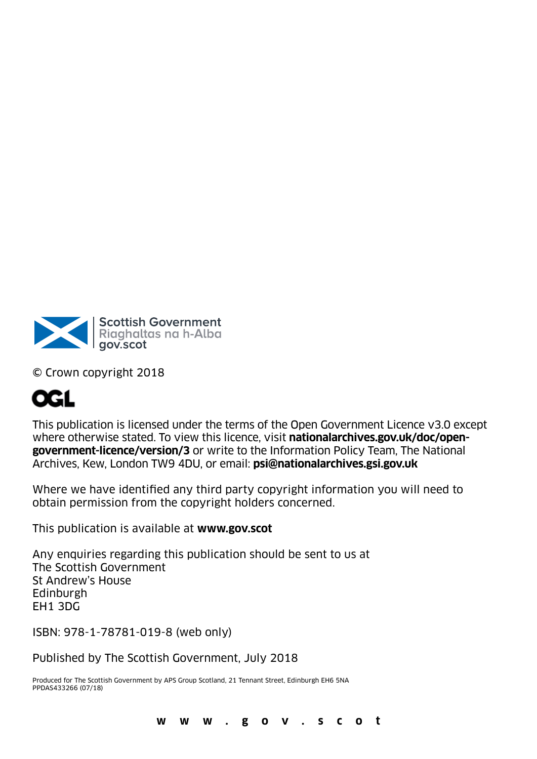Scottish Government
Riaghaltas na h-Alba
gov.scot

© Crown copyright 2018

OGL

This publication is licensed under the terms of the Open Government Licence v3.0 except where otherwise stated. To view this licence, visit **nationalarchives.gov.uk/doc/open-government-licence/version/3** or write to the Information Policy Team, The National Archives, Kew, London TW9 4DU, or email: **psi@nationalarchives.gsi.gov.uk**

Where we have identified any third party copyright information you will need to obtain permission from the copyright holders concerned.

This publication is available at **www.gov.scot**

Any enquiries regarding this publication should be sent to us at
The Scottish Government
St Andrew's House
Edinburgh
EH1 3DG

ISBN: 978-1-78781-019-8 (web only)

Published by The Scottish Government, July 2018

Produced for The Scottish Government by APS Group Scotland, 21 Tennant Street, Edinburgh EH6 5NA
PPDAS433266 (07/18)

**w w w . g o v . s c o t**